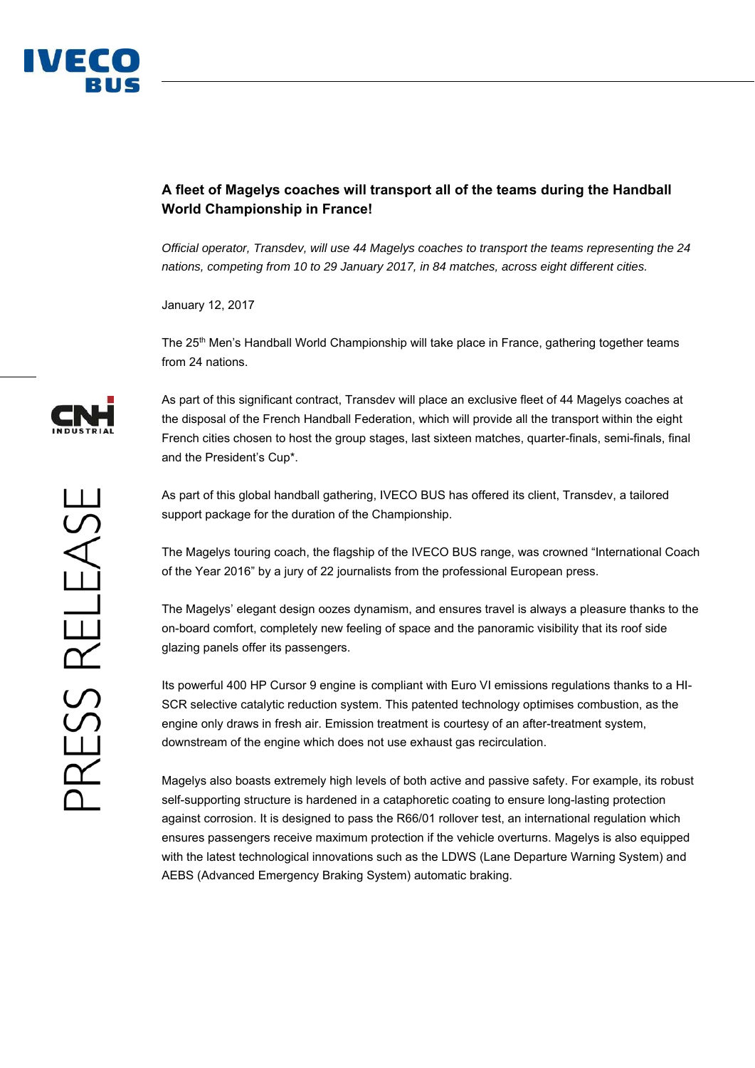## A fleet of Magelys coaches will transport all of the teams during the Handball World Championship in France!

*Official operator, Transdev, will use 44 Magelys coaches to transport the teams representing the 24 nations, competing from 10 to 29 January 2017, in 84 matches, across eight different cities.*

January 12, 2017

The 25th Men's Handball World Championship will take place in France, gathering together teams from 24 nations.

As part of this significant contract, Transdev will place an exclusive fleet of 44 Magelys coaches at the disposal of the French Handball Federation, which will provide all the transport within the eight French cities chosen to host the group stages, last sixteen matches, quarter-finals, semi-finals, final and the President's Cup*.

As part of this global handball gathering, IVECO BUS has offered its client, Transdev, a tailored support package for the duration of the Championship.

The Magelys touring coach, the flagship of the IVECO BUS range, was crowned "International Coach of the Year 2016" by a jury of 22 journalists from the professional European press.

The Magelys' elegant design oozes dynamism, and ensures travel is always a pleasure thanks to the on-board comfort, completely new feeling of space and the panoramic visibility that its roof side glazing panels offer its passengers.

Its powerful 400 HP Cursor 9 engine is compliant with Euro VI emissions regulations thanks to a HI-SCR selective catalytic reduction system. This patented technology optimises combustion, as the engine only draws in fresh air. Emission treatment is courtesy of an after-treatment system, downstream of the engine which does not use exhaust gas recirculation.

Magelys also boasts extremely high levels of both active and passive safety. For example, its robust self-supporting structure is hardened in a cataphoretic coating to ensure long-lasting protection against corrosion. It is designed to pass the R66/01 rollover test, an international regulation which ensures passengers receive maximum protection if the vehicle overturns. Magelys is also equipped with the latest technological innovations such as the LDWS (Lane Departure Warning System) and AEBS (Advanced Emergency Braking System) automatic braking.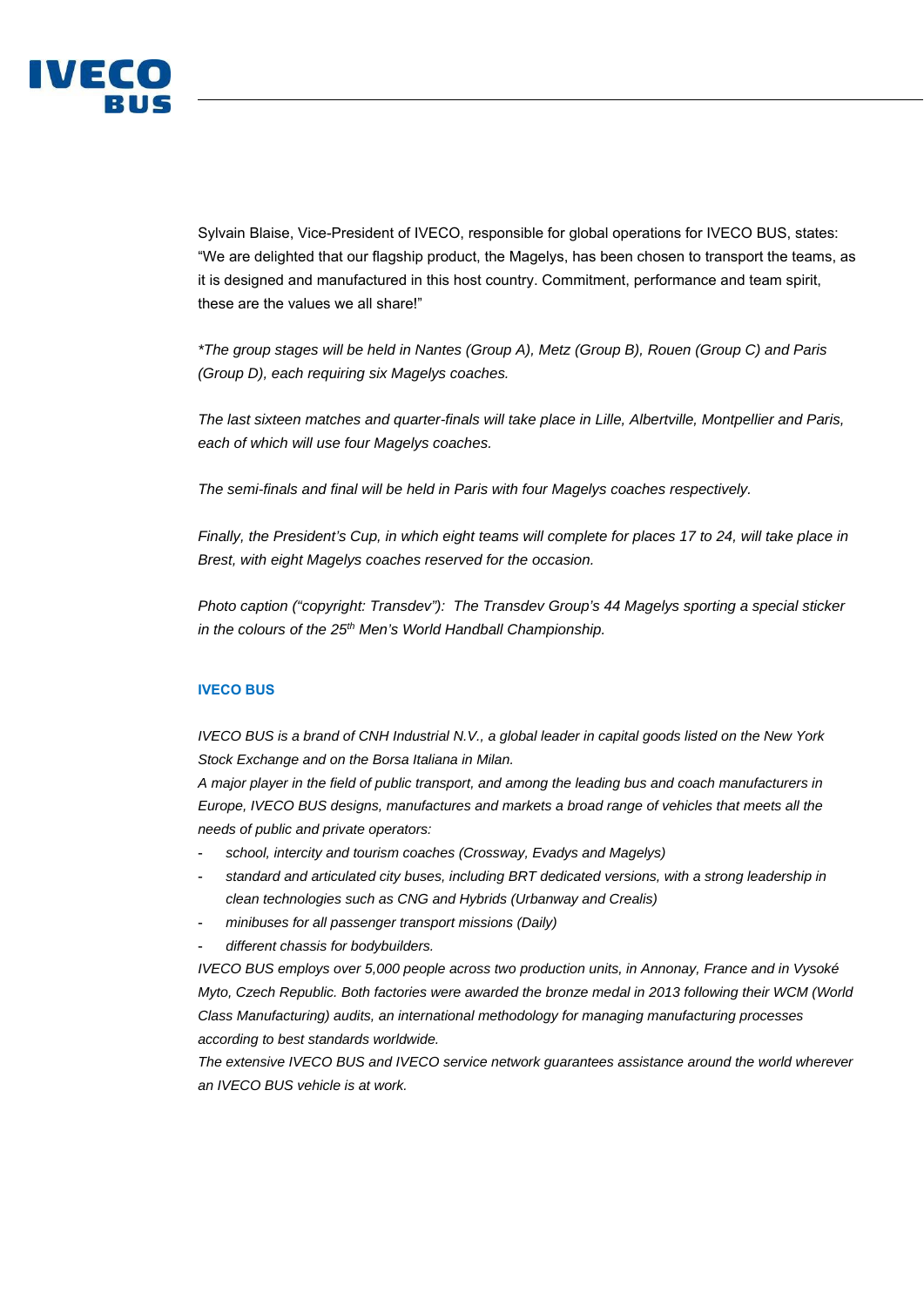Sylvain Blaise, Vice-President of IVECO, responsible for global operations for IVECO BUS, states: "We are delighted that our flagship product, the Magelys, has been chosen to transport the teams, as it is designed and manufactured in this host country. Commitment, performance and team spirit, these are the values we all share!"

*\*The group stages will be held in Nantes (Group A), Metz (Group B), Rouen (Group C) and Paris (Group D), each requiring six Magelys coaches.*

*The last sixteen matches and quarter-finals will take place in Lille, Albertville, Montpellier and Paris, each of which will use four Magelys coaches.*

*The semi-finals and final will be held in Paris with four Magelys coaches respectively.*

*Finally, the President's Cup, in which eight teams will complete for places 17 to 24, will take place in Brest, with eight Magelys coaches reserved for the occasion.*

*Photo caption ("copyright: Transdev"): The Transdev Group's 44 Magelys sporting a special sticker in the colours of the 25th Men's World Handball Championship.*

**IVECO BUS**

*IVECO BUS is a brand of CNH Industrial N.V., a global leader in capital goods listed on the New York Stock Exchange and on the Borsa Italiana in Milan.*

*A major player in the field of public transport, and among the leading bus and coach manufacturers in Europe, IVECO BUS designs, manufactures and markets a broad range of vehicles that meets all the needs of public and private operators:*

- *school, intercity and tourism coaches (Crossway, Evadys and Magelys)*
- *standard and articulated city buses, including BRT dedicated versions, with a strong leadership in clean technologies such as CNG and Hybrids (Urbanway and Crealis)*
- *minibuses for all passenger transport missions (Daily)*
- *different chassis for bodybuilders.*

*IVECO BUS employs over 5,000 people across two production units, in Annonay, France and in Vysoké Myto, Czech Republic. Both factories were awarded the bronze medal in 2013 following their WCM (World Class Manufacturing) audits, an international methodology for managing manufacturing processes according to best standards worldwide.*

*The extensive IVECO BUS and IVECO service network guarantees assistance around the world wherever an IVECO BUS vehicle is at work.*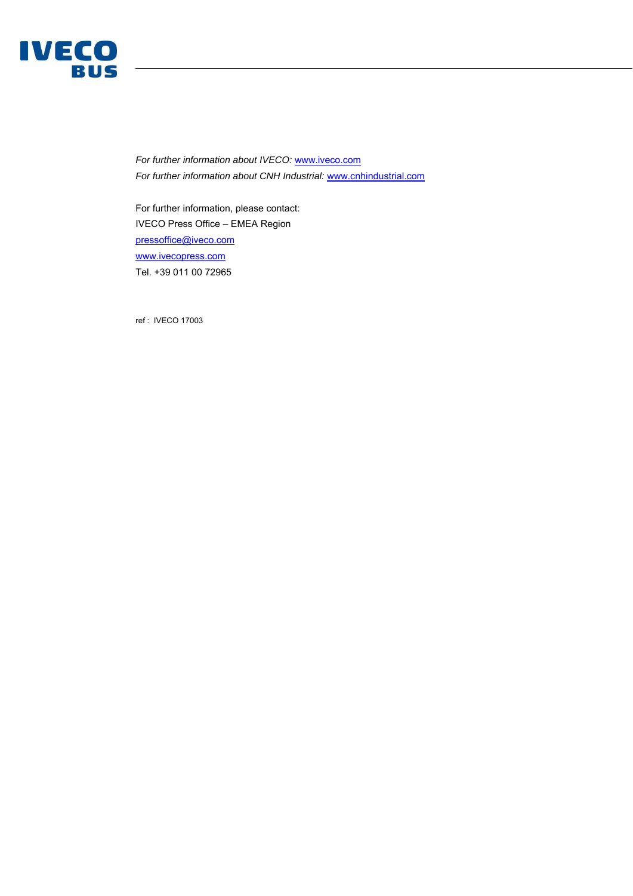*For further information about IVECO:* www.iveco.com
*For further information about CNH Industrial:* www.cnhindustrial.com

For further information, please contact:
IVECO Press Office – EMEA Region
pressoffice@iveco.com
www.ivecopress.com
Tel. +39 011 00 72965

ref : IVECO 17003